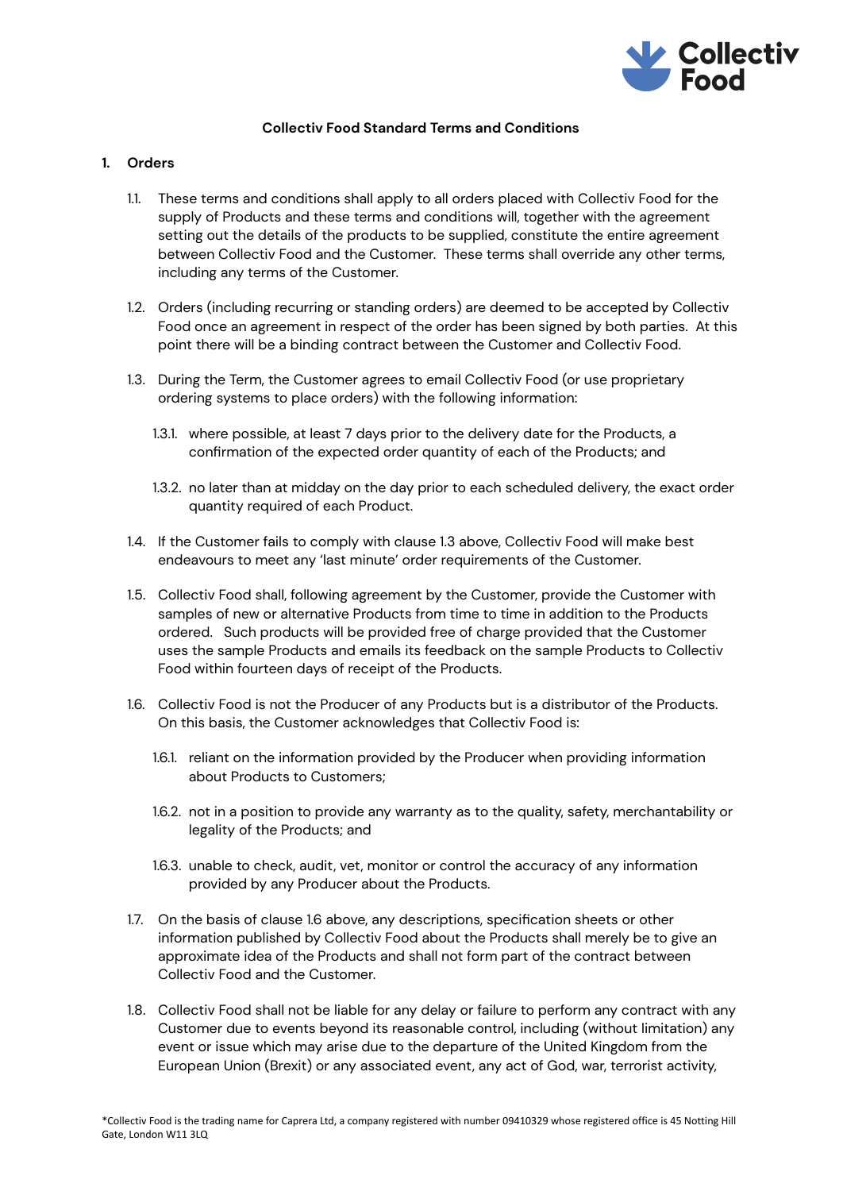# Collectiv Food Standard Terms and Conditions

## 1. Orders

1.1. These terms and conditions shall apply to all orders placed with Collectiv Food for the supply of Products and these terms and conditions will, together with the agreement setting out the details of the products to be supplied, constitute the entire agreement between Collectiv Food and the Customer. These terms shall override any other terms, including any terms of the Customer.

1.2. Orders (including recurring or standing orders) are deemed to be accepted by Collectiv Food once an agreement in respect of the order has been signed by both parties. At this point there will be a binding contract between the Customer and Collectiv Food.

1.3. During the Term, the Customer agrees to email Collectiv Food (or use proprietary ordering systems to place orders) with the following information:

1.3.1. where possible, at least 7 days prior to the delivery date for the Products, a confirmation of the expected order quantity of each of the Products; and

1.3.2. no later than at midday on the day prior to each scheduled delivery, the exact order quantity required of each Product.

1.4. If the Customer fails to comply with clause 1.3 above, Collectiv Food will make best endeavours to meet any 'last minute' order requirements of the Customer.

1.5. Collectiv Food shall, following agreement by the Customer, provide the Customer with samples of new or alternative Products from time to time in addition to the Products ordered. Such products will be provided free of charge provided that the Customer uses the sample Products and emails its feedback on the sample Products to Collectiv Food within fourteen days of receipt of the Products.

1.6. Collectiv Food is not the Producer of any Products but is a distributor of the Products. On this basis, the Customer acknowledges that Collectiv Food is:

1.6.1. reliant on the information provided by the Producer when providing information about Products to Customers;

1.6.2. not in a position to provide any warranty as to the quality, safety, merchantability or legality of the Products; and

1.6.3. unable to check, audit, vet, monitor or control the accuracy of any information provided by any Producer about the Products.

1.7. On the basis of clause 1.6 above, any descriptions, specification sheets or other information published by Collectiv Food about the Products shall merely be to give an approximate idea of the Products and shall not form part of the contract between Collectiv Food and the Customer.

1.8. Collectiv Food shall not be liable for any delay or failure to perform any contract with any Customer due to events beyond its reasonable control, including (without limitation) any event or issue which may arise due to the departure of the United Kingdom from the European Union (Brexit) or any associated event, any act of God, war, terrorist activity,

*Collectiv Food is the trading name for Caprera Ltd, a company registered with number 09410329 whose registered office is 45 Notting Hill Gate, London W11 3LQ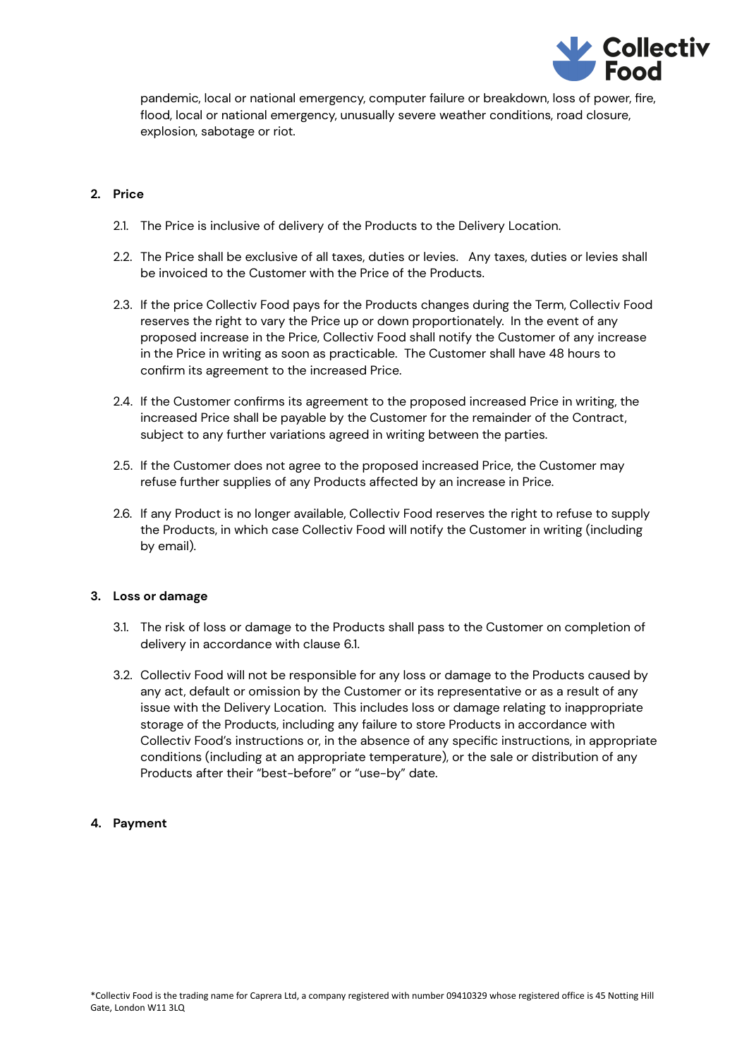pandemic, local or national emergency, computer failure or breakdown, loss of power, fire, flood, local or national emergency, unusually severe weather conditions, road closure, explosion, sabotage or riot.

## 2. Price

2.1. The Price is inclusive of delivery of the Products to the Delivery Location.

2.2. The Price shall be exclusive of all taxes, duties or levies. Any taxes, duties or levies shall be invoiced to the Customer with the Price of the Products.

2.3. If the price Collectiv Food pays for the Products changes during the Term, Collectiv Food reserves the right to vary the Price up or down proportionately. In the event of any proposed increase in the Price, Collectiv Food shall notify the Customer of any increase in the Price in writing as soon as practicable. The Customer shall have 48 hours to confirm its agreement to the increased Price.

2.4. If the Customer confirms its agreement to the proposed increased Price in writing, the increased Price shall be payable by the Customer for the remainder of the Contract, subject to any further variations agreed in writing between the parties.

2.5. If the Customer does not agree to the proposed increased Price, the Customer may refuse further supplies of any Products affected by an increase in Price.

2.6. If any Product is no longer available, Collectiv Food reserves the right to refuse to supply the Products, in which case Collectiv Food will notify the Customer in writing (including by email).

## 3. Loss or damage

3.1. The risk of loss or damage to the Products shall pass to the Customer on completion of delivery in accordance with clause 6.1.

3.2. Collectiv Food will not be responsible for any loss or damage to the Products caused by any act, default or omission by the Customer or its representative or as a result of any issue with the Delivery Location. This includes loss or damage relating to inappropriate storage of the Products, including any failure to store Products in accordance with Collectiv Food's instructions or, in the absence of any specific instructions, in appropriate conditions (including at an appropriate temperature), or the sale or distribution of any Products after their "best-before" or "use-by" date.

## 4. Payment

*Collectiv Food is the trading name for Caprera Ltd, a company registered with number 09410329 whose registered office is 45 Notting Hill Gate, London W11 3LQ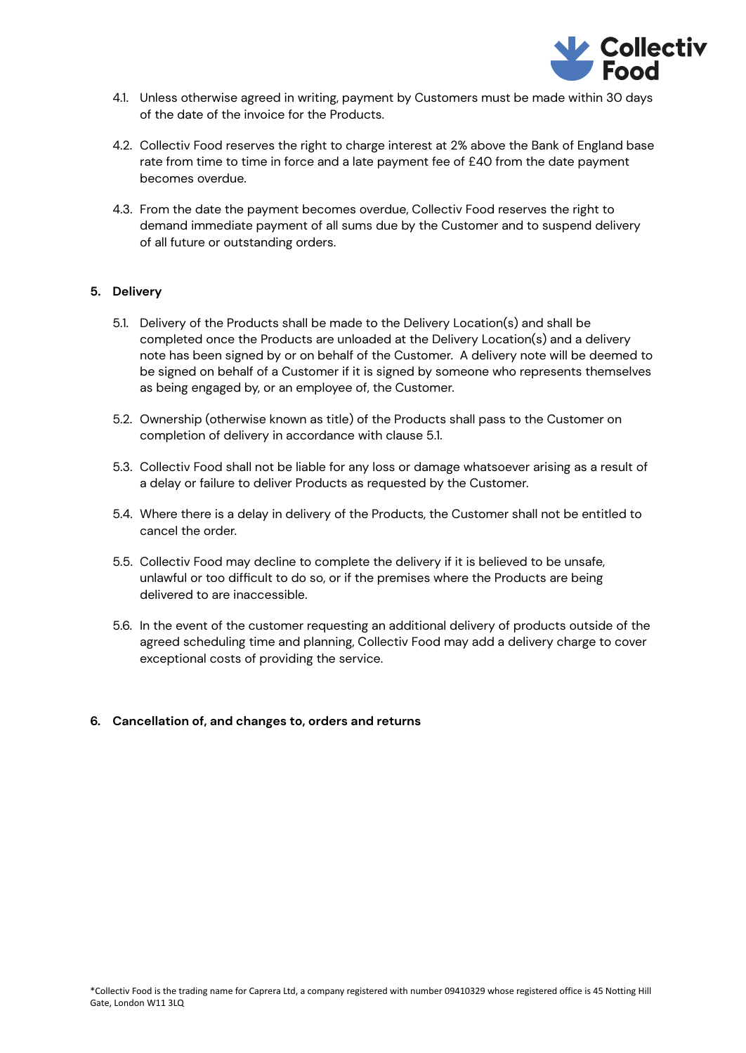4.1. Unless otherwise agreed in writing, payment by Customers must be made within 30 days of the date of the invoice for the Products.

4.2. Collectiv Food reserves the right to charge interest at 2% above the Bank of England base rate from time to time in force and a late payment fee of £40 from the date payment becomes overdue.

4.3. From the date the payment becomes overdue, Collectiv Food reserves the right to demand immediate payment of all sums due by the Customer and to suspend delivery of all future or outstanding orders.

## 5. Delivery

5.1. Delivery of the Products shall be made to the Delivery Location(s) and shall be completed once the Products are unloaded at the Delivery Location(s) and a delivery note has been signed by or on behalf of the Customer. A delivery note will be deemed to be signed on behalf of a Customer if it is signed by someone who represents themselves as being engaged by, or an employee of, the Customer.

5.2. Ownership (otherwise known as title) of the Products shall pass to the Customer on completion of delivery in accordance with clause 5.1.

5.3. Collectiv Food shall not be liable for any loss or damage whatsoever arising as a result of a delay or failure to deliver Products as requested by the Customer.

5.4. Where there is a delay in delivery of the Products, the Customer shall not be entitled to cancel the order.

5.5. Collectiv Food may decline to complete the delivery if it is believed to be unsafe, unlawful or too difficult to do so, or if the premises where the Products are being delivered to are inaccessible.

5.6. In the event of the customer requesting an additional delivery of products outside of the agreed scheduling time and planning, Collectiv Food may add a delivery charge to cover exceptional costs of providing the service.

## 6. Cancellation of, and changes to, orders and returns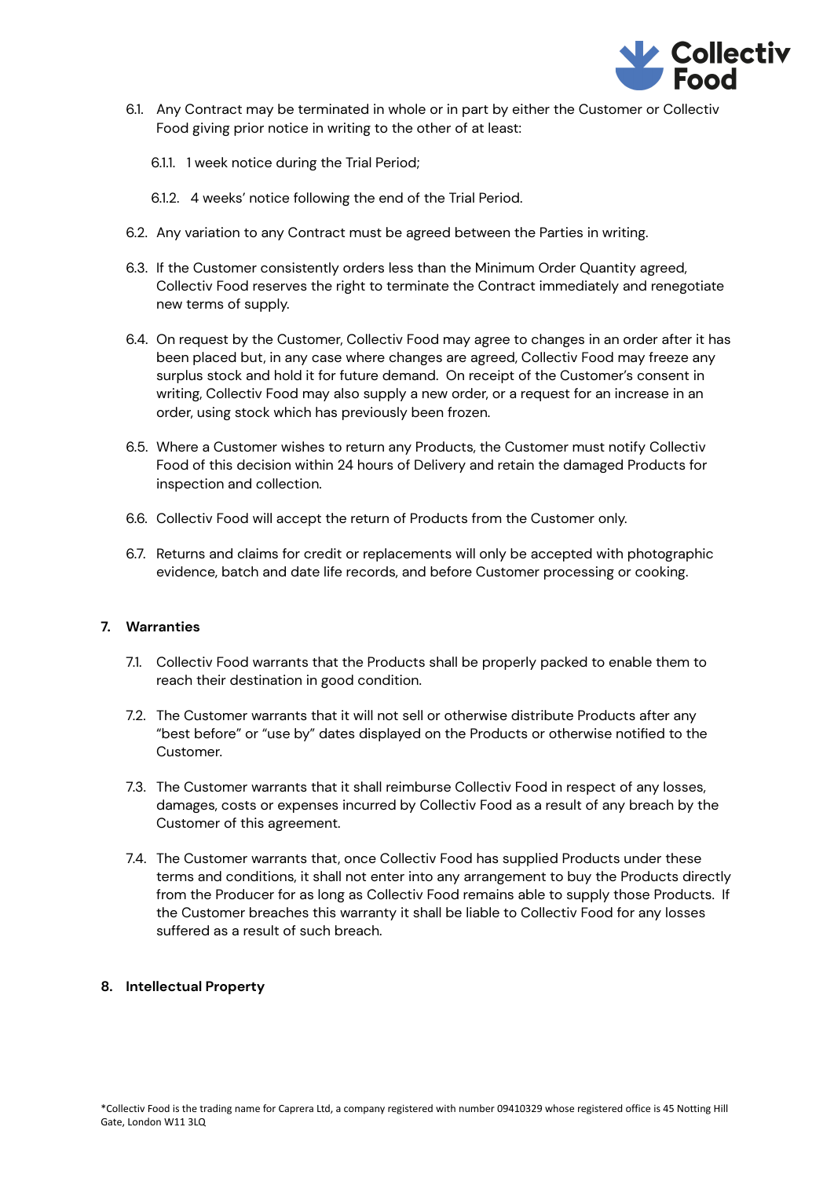6.1. Any Contract may be terminated in whole or in part by either the Customer or Collectiv Food giving prior notice in writing to the other of at least:

6.1.1. 1 week notice during the Trial Period;

6.1.2. 4 weeks' notice following the end of the Trial Period.

6.2. Any variation to any Contract must be agreed between the Parties in writing.

6.3. If the Customer consistently orders less than the Minimum Order Quantity agreed, Collectiv Food reserves the right to terminate the Contract immediately and renegotiate new terms of supply.

6.4. On request by the Customer, Collectiv Food may agree to changes in an order after it has been placed but, in any case where changes are agreed, Collectiv Food may freeze any surplus stock and hold it for future demand. On receipt of the Customer's consent in writing, Collectiv Food may also supply a new order, or a request for an increase in an order, using stock which has previously been frozen.

6.5. Where a Customer wishes to return any Products, the Customer must notify Collectiv Food of this decision within 24 hours of Delivery and retain the damaged Products for inspection and collection.

6.6. Collectiv Food will accept the return of Products from the Customer only.

6.7. Returns and claims for credit or replacements will only be accepted with photographic evidence, batch and date life records, and before Customer processing or cooking.

## 7. Warranties

7.1. Collectiv Food warrants that the Products shall be properly packed to enable them to reach their destination in good condition.

7.2. The Customer warrants that it will not sell or otherwise distribute Products after any "best before" or "use by" dates displayed on the Products or otherwise notified to the Customer.

7.3. The Customer warrants that it shall reimburse Collectiv Food in respect of any losses, damages, costs or expenses incurred by Collectiv Food as a result of any breach by the Customer of this agreement.

7.4. The Customer warrants that, once Collectiv Food has supplied Products under these terms and conditions, it shall not enter into any arrangement to buy the Products directly from the Producer for as long as Collectiv Food remains able to supply those Products. If the Customer breaches this warranty it shall be liable to Collectiv Food for any losses suffered as a result of such breach.

## 8. Intellectual Property

*Collectiv Food is the trading name for Caprera Ltd, a company registered with number 09410329 whose registered office is 45 Notting Hill Gate, London W11 3LQ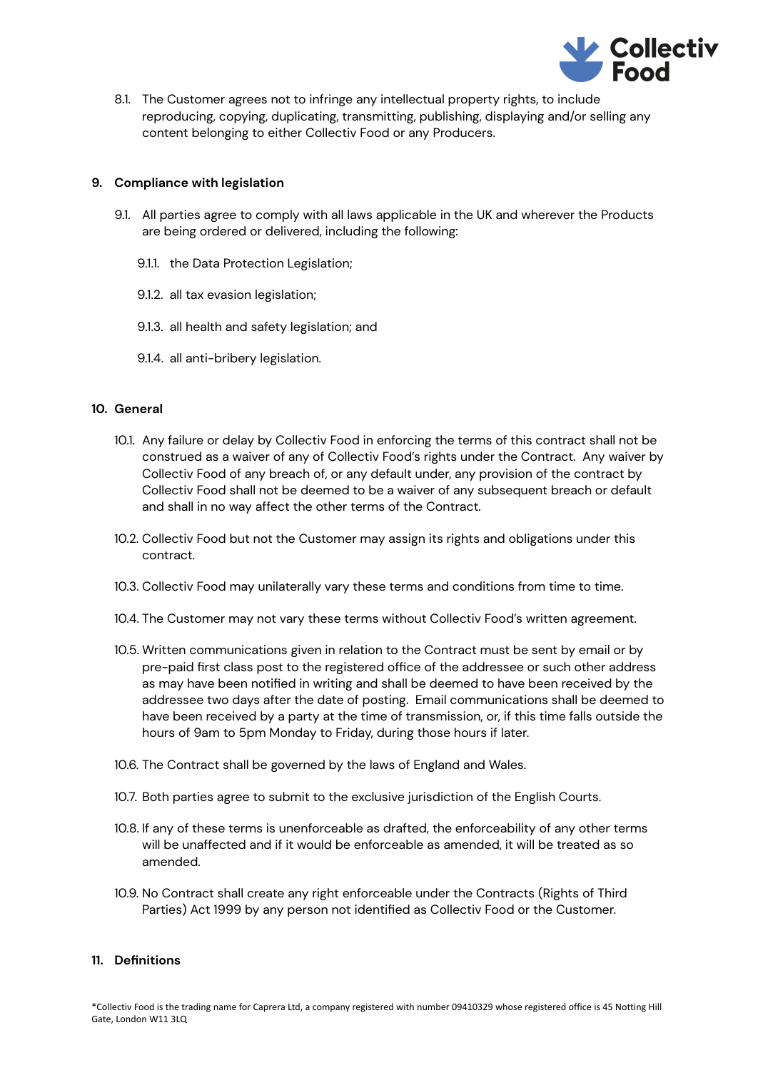8.1. The Customer agrees not to infringe any intellectual property rights, to include reproducing, copying, duplicating, transmitting, publishing, displaying and/or selling any content belonging to either Collectiv Food or any Producers.

## 9. Compliance with legislation

9.1. All parties agree to comply with all laws applicable in the UK and wherever the Products are being ordered or delivered, including the following:

9.1.1. the Data Protection Legislation;

9.1.2. all tax evasion legislation;

9.1.3. all health and safety legislation; and

9.1.4. all anti-bribery legislation.

## 10. General

10.1. Any failure or delay by Collectiv Food in enforcing the terms of this contract shall not be construed as a waiver of any of Collectiv Food's rights under the Contract. Any waiver by Collectiv Food of any breach of, or any default under, any provision of the contract by Collectiv Food shall not be deemed to be a waiver of any subsequent breach or default and shall in no way affect the other terms of the Contract.

10.2. Collectiv Food but not the Customer may assign its rights and obligations under this contract.

10.3. Collectiv Food may unilaterally vary these terms and conditions from time to time.

10.4. The Customer may not vary these terms without Collectiv Food's written agreement.

10.5. Written communications given in relation to the Contract must be sent by email or by pre-paid first class post to the registered office of the addressee or such other address as may have been notified in writing and shall be deemed to have been received by the addressee two days after the date of posting. Email communications shall be deemed to have been received by a party at the time of transmission, or, if this time falls outside the hours of 9am to 5pm Monday to Friday, during those hours if later.

10.6. The Contract shall be governed by the laws of England and Wales.

10.7. Both parties agree to submit to the exclusive jurisdiction of the English Courts.

10.8. If any of these terms is unenforceable as drafted, the enforceability of any other terms will be unaffected and if it would be enforceable as amended, it will be treated as so amended.

10.9. No Contract shall create any right enforceable under the Contracts (Rights of Third Parties) Act 1999 by any person not identified as Collectiv Food or the Customer.

## 11. Definitions

*Collectiv Food is the trading name for Caprera Ltd, a company registered with number 09410329 whose registered office is 45 Notting Hill Gate, London W11 3LQ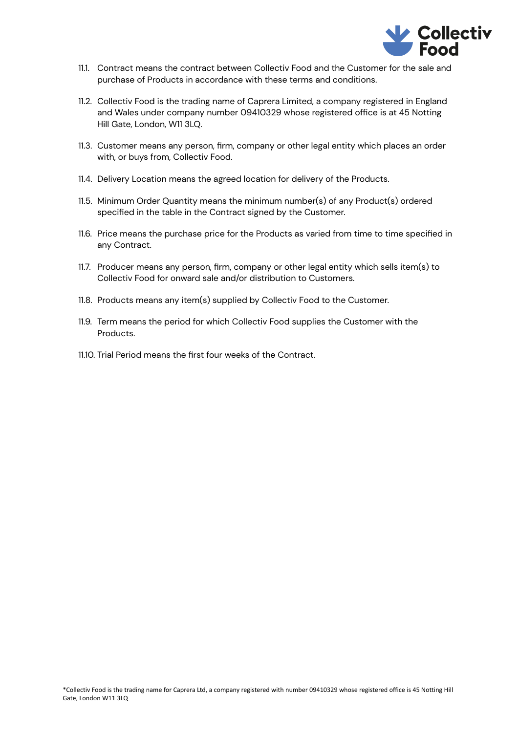11.1. Contract means the contract between Collectiv Food and the Customer for the sale and purchase of Products in accordance with these terms and conditions.

11.2. Collectiv Food is the trading name of Caprera Limited, a company registered in England and Wales under company number 09410329 whose registered office is at 45 Notting Hill Gate, London, W11 3LQ.

11.3. Customer means any person, firm, company or other legal entity which places an order with, or buys from, Collectiv Food.

11.4. Delivery Location means the agreed location for delivery of the Products.

11.5. Minimum Order Quantity means the minimum number(s) of any Product(s) ordered specified in the table in the Contract signed by the Customer.

11.6. Price means the purchase price for the Products as varied from time to time specified in any Contract.

11.7. Producer means any person, firm, company or other legal entity which sells item(s) to Collectiv Food for onward sale and/or distribution to Customers.

11.8. Products means any item(s) supplied by Collectiv Food to the Customer.

11.9. Term means the period for which Collectiv Food supplies the Customer with the Products.

11.10. Trial Period means the first four weeks of the Contract.